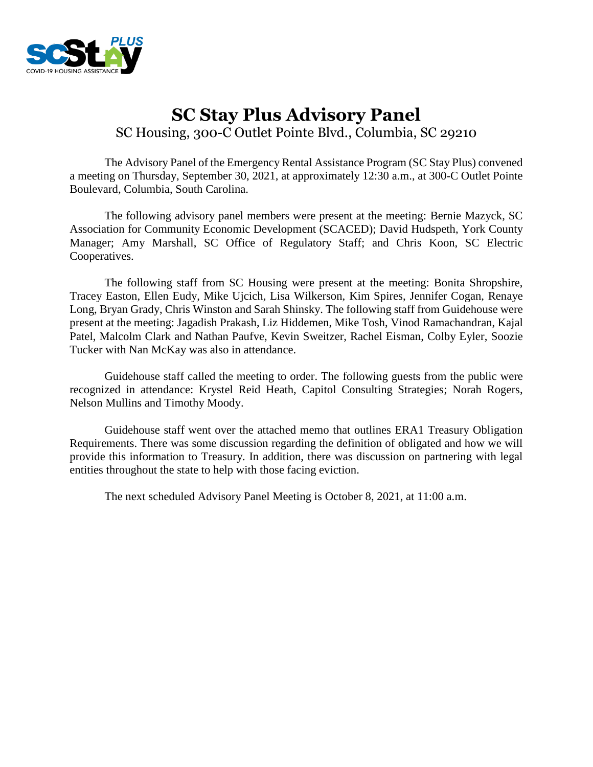# SC Stay Plus Advisory Panel

SC Housing, 300-C Outlet Pointe Blvd., Columbia, SC 29210

The Advisory Panel of the Emergency Rental Assistance Program (SC Stay Plus) convened a meeting on Thursday, September 30, 2021, at approximately 12:30 a.m., at 300-C Outlet Pointe Boulevard, Columbia, South Carolina.

The following advisory panel members were present at the meeting: Bernie Mazyck, SC Association for Community Economic Development (SCACED); David Hudspeth, York County Manager; Amy Marshall, SC Office of Regulatory Staff; and Chris Koon, SC Electric Cooperatives.

The following staff from SC Housing were present at the meeting: Bonita Shropshire, Tracey Easton, Ellen Eudy, Mike Ujcich, Lisa Wilkerson, Kim Spires, Jennifer Cogan, Renaye Long, Bryan Grady, Chris Winston and Sarah Shinsky. The following staff from Guidehouse were present at the meeting: Jagadish Prakash, Liz Hiddemen, Mike Tosh, Vinod Ramachandran, Kajal Patel, Malcolm Clark and Nathan Paufve, Kevin Sweitzer, Rachel Eisman, Colby Eyler, Soozie Tucker with Nan McKay was also in attendance.

Guidehouse staff called the meeting to order. The following guests from the public were recognized in attendance: Krystel Reid Heath, Capitol Consulting Strategies; Norah Rogers, Nelson Mullins and Timothy Moody.

Guidehouse staff went over the attached memo that outlines ERA1 Treasury Obligation Requirements. There was some discussion regarding the definition of obligated and how we will provide this information to Treasury. In addition, there was discussion on partnering with legal entities throughout the state to help with those facing eviction.

The next scheduled Advisory Panel Meeting is October 8, 2021, at 11:00 a.m.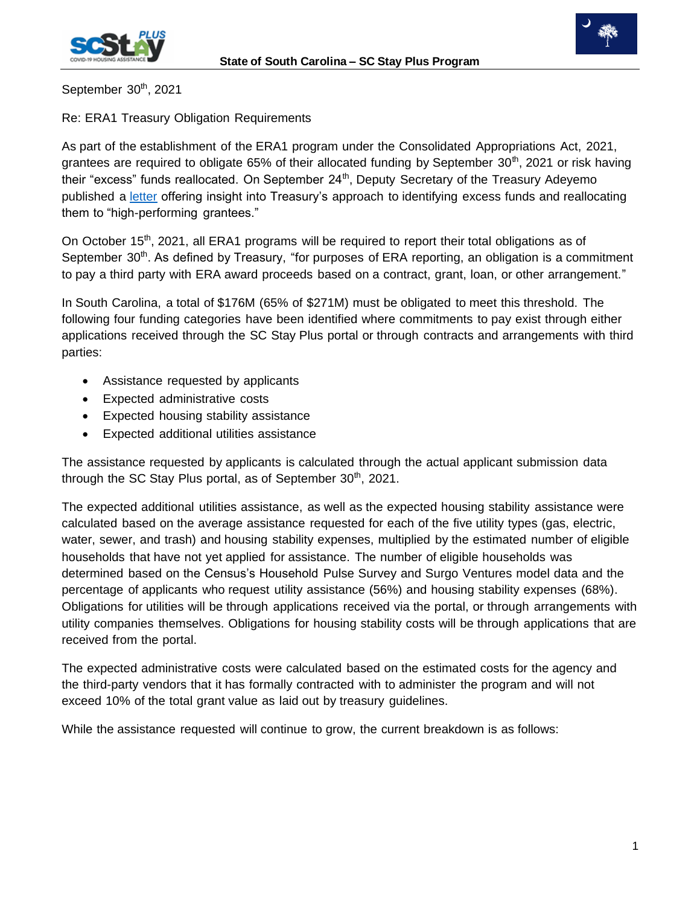September 30th, 2021

Re: ERA1 Treasury Obligation Requirements

As part of the establishment of the ERA1 program under the Consolidated Appropriations Act, 2021, grantees are required to obligate 65% of their allocated funding by September 30th, 2021 or risk having their "excess" funds reallocated. On September 24th, Deputy Secretary of the Treasury Adeyemo published a letter offering insight into Treasury's approach to identifying excess funds and reallocating them to "high-performing grantees."

On October 15th, 2021, all ERA1 programs will be required to report their total obligations as of September 30th. As defined by Treasury, "for purposes of ERA reporting, an obligation is a commitment to pay a third party with ERA award proceeds based on a contract, grant, loan, or other arrangement."

In South Carolina, a total of $176M (65% of $271M) must be obligated to meet this threshold. The following four funding categories have been identified where commitments to pay exist through either applications received through the SC Stay Plus portal or through contracts and arrangements with third parties:

- Assistance requested by applicants
- Expected administrative costs
- Expected housing stability assistance
- Expected additional utilities assistance

The assistance requested by applicants is calculated through the actual applicant submission data through the SC Stay Plus portal, as of September 30th, 2021.

The expected additional utilities assistance, as well as the expected housing stability assistance were calculated based on the average assistance requested for each of the five utility types (gas, electric, water, sewer, and trash) and housing stability expenses, multiplied by the estimated number of eligible households that have not yet applied for assistance. The number of eligible households was determined based on the Census's Household Pulse Survey and Surgo Ventures model data and the percentage of applicants who request utility assistance (56%) and housing stability expenses (68%). Obligations for utilities will be through applications received via the portal, or through arrangements with utility companies themselves. Obligations for housing stability costs will be through applications that are received from the portal.

The expected administrative costs were calculated based on the estimated costs for the agency and the third-party vendors that it has formally contracted with to administer the program and will not exceed 10% of the total grant value as laid out by treasury guidelines.

While the assistance requested will continue to grow, the current breakdown is as follows: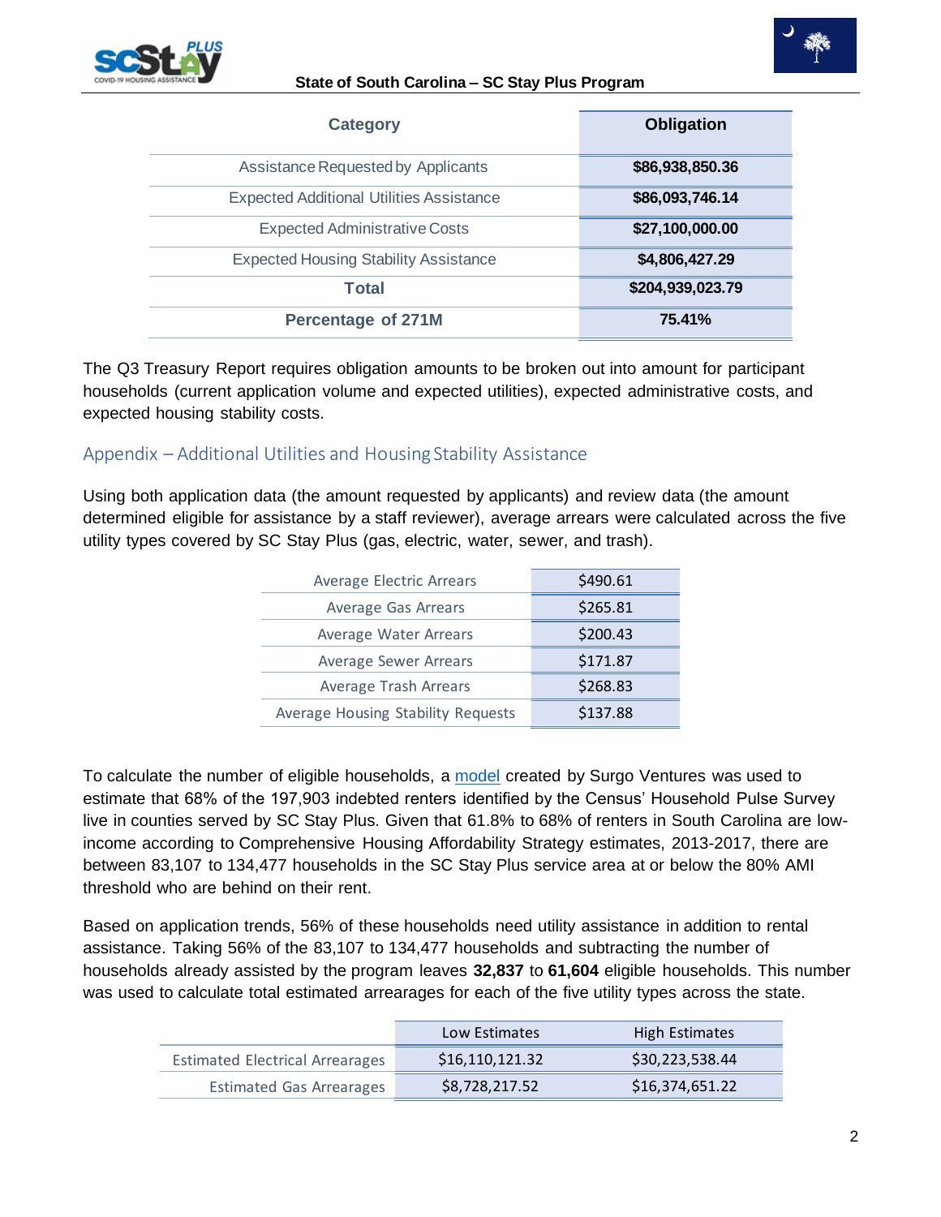| Category | Obligation |
|---|---|
| Assistance Requested by Applicants | **$86,938,850.36** |
| Expected Additional Utilities Assistance | **$86,093,746.14** |
| Expected Administrative Costs | **$27,100,000.00** |
| Expected Housing Stability Assistance | **$4,806,427.29** |
| **Total** | **$204,939,023.79** |
| **Percentage of 271M** | **75.41%** |

The Q3 Treasury Report requires obligation amounts to be broken out into amount for participant households (current application volume and expected utilities), expected administrative costs, and expected housing stability costs.

## Appendix – Additional Utilities and Housing Stability Assistance

Using both application data (the amount requested by applicants) and review data (the amount determined eligible for assistance by a staff reviewer), average arrears were calculated across the five utility types covered by SC Stay Plus (gas, electric, water, sewer, and trash).

| | |
|---|---|
| Average Electric Arrears | $490.61 |
| Average Gas Arrears | $265.81 |
| Average Water Arrears | $200.43 |
| Average Sewer Arrears | $171.87 |
| Average Trash Arrears | $268.83 |
| Average Housing Stability Requests | $137.88 |

To calculate the number of eligible households, a model created by Surgo Ventures was used to estimate that 68% of the 197,903 indebted renters identified by the Census' Household Pulse Survey live in counties served by SC Stay Plus. Given that 61.8% to 68% of renters in South Carolina are low-income according to Comprehensive Housing Affordability Strategy estimates, 2013-2017, there are between 83,107 to 134,477 households in the SC Stay Plus service area at or below the 80% AMI threshold who are behind on their rent.

Based on application trends, 56% of these households need utility assistance in addition to rental assistance. Taking 56% of the 83,107 to 134,477 households and subtracting the number of households already assisted by the program leaves **32,837** to **61,604** eligible households. This number was used to calculate total estimated arrearages for each of the five utility types across the state.

| | Low Estimates | High Estimates |
|---|---|---|
| Estimated Electrical Arrearages | $16,110,121.32 | $30,223,538.44 |
| Estimated Gas Arrearages | $8,728,217.52 | $16,374,651.22 |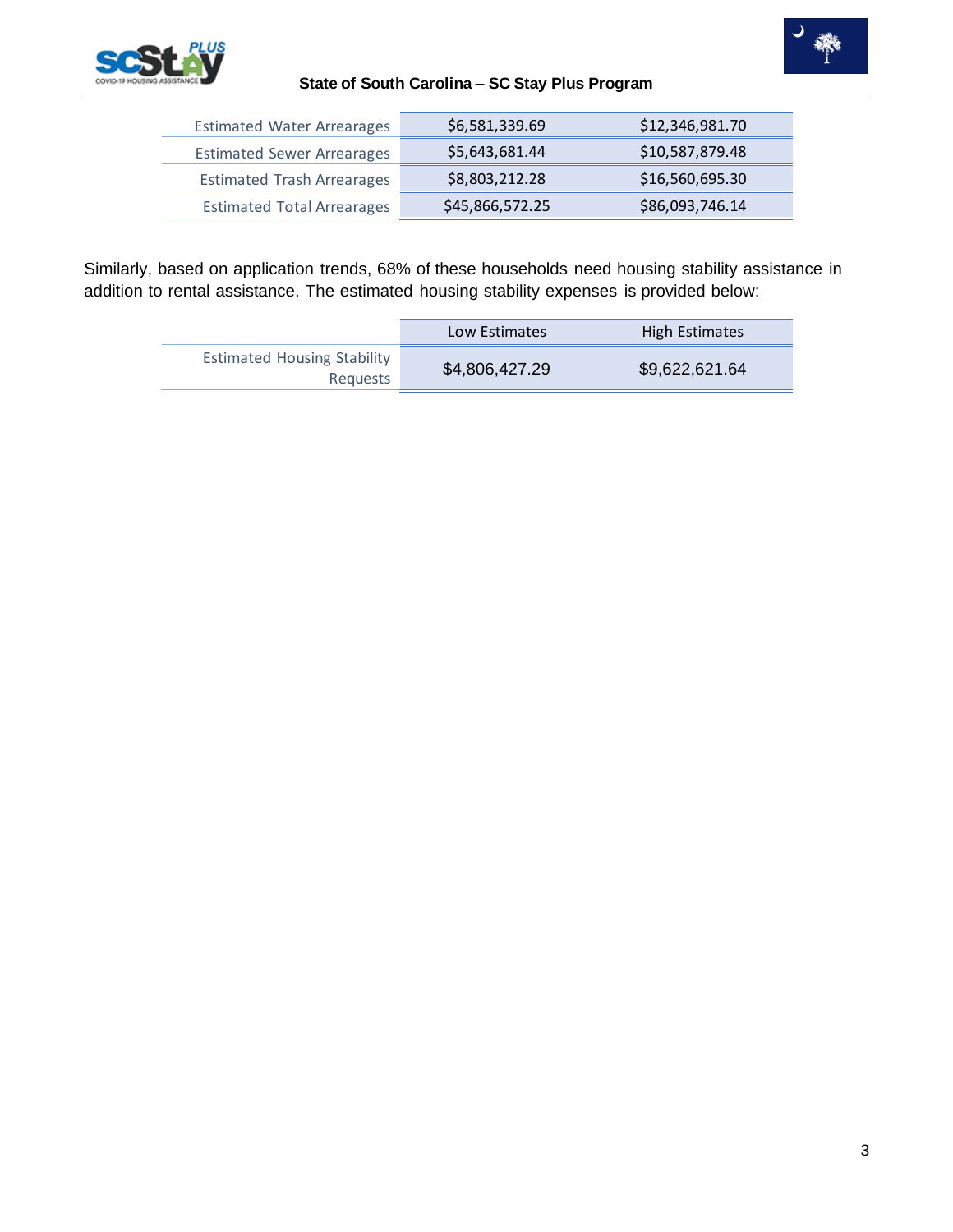| | | |
|---|---|---|
| Estimated Water Arrearages | $6,581,339.69 | $12,346,981.70 |
| Estimated Sewer Arrearages | $5,643,681.44 | $10,587,879.48 |
| Estimated Trash Arrearages | $8,803,212.28 | $16,560,695.30 |
| Estimated Total Arrearages | $45,866,572.25 | $86,093,746.14 |

Similarly, based on application trends, 68% of these households need housing stability assistance in addition to rental assistance. The estimated housing stability expenses is provided below:

| | Low Estimates | High Estimates |
|---|---|---|
| Estimated Housing Stability Requests | $4,806,427.29 | $9,622,621.64 |